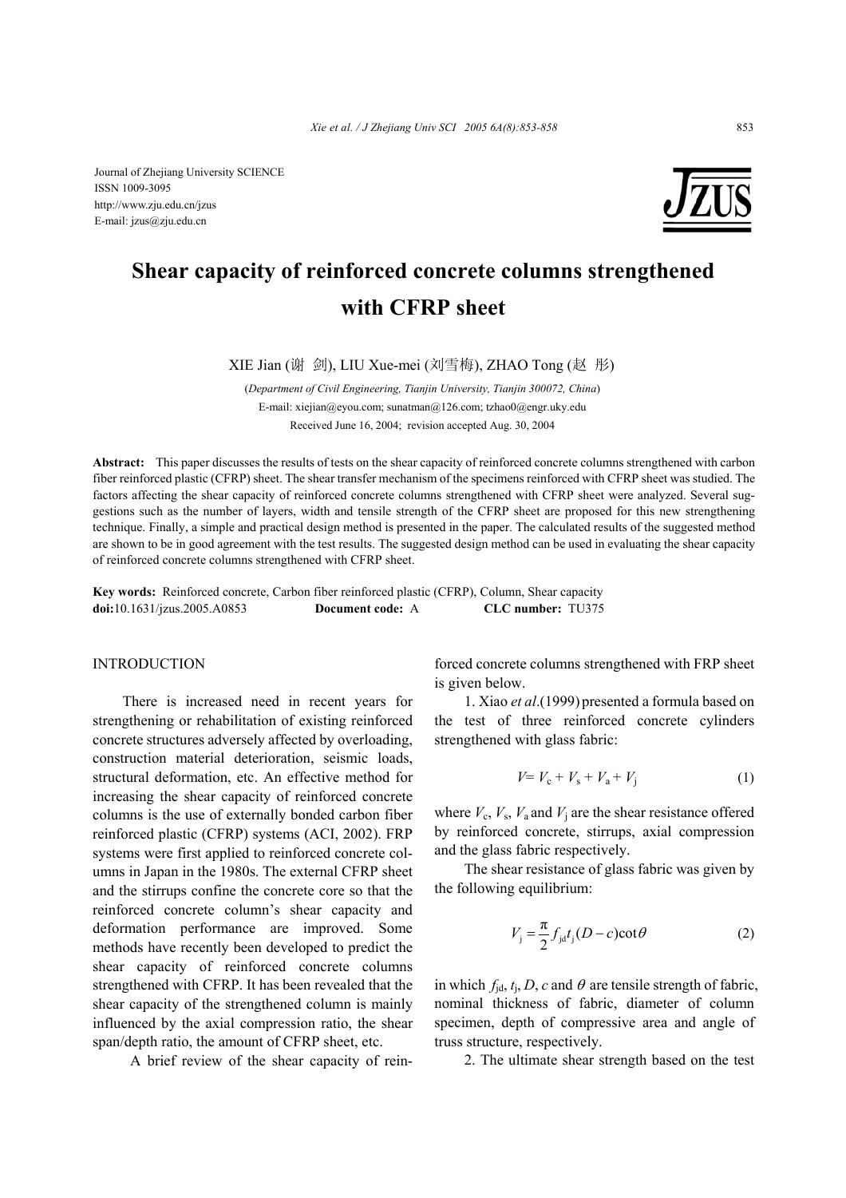Journal of Zhejiang University SCIENCE
ISSN 1009-3095
http://www.zju.edu.cn/jzus
E-mail: jzus@zju.edu.cn

# Shear capacity of reinforced concrete columns strengthened with CFRP sheet

XIE Jian (谢 剑), LIU Xue-mei (刘雪梅), ZHAO Tong (赵 彤)

(*Department of Civil Engineering, Tianjin University, Tianjin 300072, China*)

E-mail: xiejian@eyou.com; sunatman@126.com; tzhao0@engr.uky.edu

Received June 16, 2004; revision accepted Aug. 30, 2004

**Abstract:** This paper discusses the results of tests on the shear capacity of reinforced concrete columns strengthened with carbon fiber reinforced plastic (CFRP) sheet. The shear transfer mechanism of the specimens reinforced with CFRP sheet was studied. The factors affecting the shear capacity of reinforced concrete columns strengthened with CFRP sheet were analyzed. Several suggestions such as the number of layers, width and tensile strength of the CFRP sheet are proposed for this new strengthening technique. Finally, a simple and practical design method is presented in the paper. The calculated results of the suggested method are shown to be in good agreement with the test results. The suggested design method can be used in evaluating the shear capacity of reinforced concrete columns strengthened with CFRP sheet.

**Key words:** Reinforced concrete, Carbon fiber reinforced plastic (CFRP), Column, Shear capacity

**doi:**10.1631/jzus.2005.A0853 **Document code:** A **CLC number:** TU375

## INTRODUCTION

There is increased need in recent years for strengthening or rehabilitation of existing reinforced concrete structures adversely affected by overloading, construction material deterioration, seismic loads, structural deformation, etc. An effective method for increasing the shear capacity of reinforced concrete columns is the use of externally bonded carbon fiber reinforced plastic (CFRP) systems (ACI, 2002). FRP systems were first applied to reinforced concrete columns in Japan in the 1980s. The external CFRP sheet and the stirrups confine the concrete core so that the reinforced concrete column's shear capacity and deformation performance are improved. Some methods have recently been developed to predict the shear capacity of reinforced concrete columns strengthened with CFRP. It has been revealed that the shear capacity of the strengthened column is mainly influenced by the axial compression ratio, the shear span/depth ratio, the amount of CFRP sheet, etc.

A brief review of the shear capacity of reinforced concrete columns strengthened with FRP sheet is given below.

1. Xiao *et al*.(1999) presented a formula based on the test of three reinforced concrete cylinders strengthened with glass fabric:

$$V = V_c + V_s + V_a + V_j \tag{1}$$

where $V_c$, $V_s$, $V_a$ and $V_j$ are the shear resistance offered by reinforced concrete, stirrups, axial compression and the glass fabric respectively.

The shear resistance of glass fabric was given by the following equilibrium:

$$V_j = \frac{\pi}{2} f_{jd} t_j (D - c)\cot\theta \tag{2}$$

in which $f_{jd}$, $t_j$, $D$, $c$ and $\theta$ are tensile strength of fabric, nominal thickness of fabric, diameter of column specimen, depth of compressive area and angle of truss structure, respectively.

2. The ultimate shear strength based on the test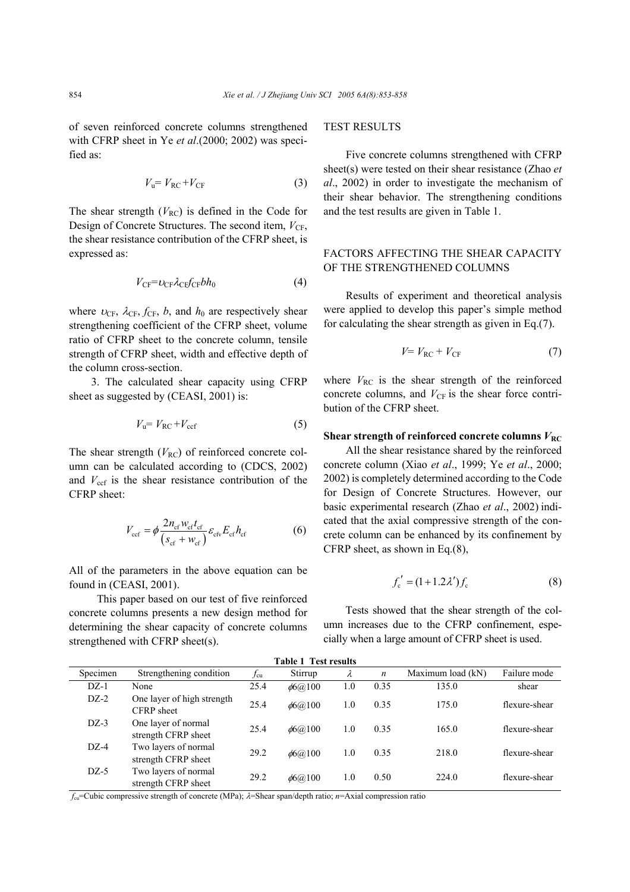of seven reinforced concrete columns strengthened with CFRP sheet in Ye *et al*.(2000; 2002) was specified as:

$$V_{\mathrm{u}}= V_{\mathrm{RC}} +V_{\mathrm{CF}} \tag{3}$$

The shear strength ($V_{\mathrm{RC}}$) is defined in the Code for Design of Concrete Structures. The second item, $V_{\mathrm{CF}}$, the shear resistance contribution of the CFRP sheet, is expressed as:

$$V_{\mathrm{CF}}=\upsilon_{\mathrm{CF}}\lambda_{\mathrm{CF}}f_{\mathrm{CF}}bh_0 \tag{4}$$

where $\upsilon_{\mathrm{CF}}$, $\lambda_{\mathrm{CF}}$, $f_{\mathrm{CF}}$, $b$, and $h_0$ are respectively shear strengthening coefficient of the CFRP sheet, volume ratio of CFRP sheet to the concrete column, tensile strength of CFRP sheet, width and effective depth of the column cross-section.

3. The calculated shear capacity using CFRP sheet as suggested by (CEASI, 2001) is:

$$V_{\mathrm{u}}= V_{\mathrm{RC}} +V_{\mathrm{ccf}} \tag{5}$$

The shear strength ($V_{\mathrm{RC}}$) of reinforced concrete column can be calculated according to (CDCS, 2002) and $V_{\mathrm{ccf}}$ is the shear resistance contribution of the CFRP sheet:

$$V_{\mathrm{ccf}} = \phi \frac{2n_{\mathrm{cf}}w_{\mathrm{cf}}t_{\mathrm{cf}}}{\left(s_{\mathrm{cf}} + w_{\mathrm{cf}}\right)}\varepsilon_{\mathrm{cfv}}E_{\mathrm{cf}}h_{\mathrm{cf}} \tag{6}$$

All of the parameters in the above equation can be found in (CEASI, 2001).

This paper based on our test of five reinforced concrete columns presents a new design method for determining the shear capacity of concrete columns strengthened with CFRP sheet(s).

## TEST RESULTS

Five concrete columns strengthened with CFRP sheet(s) were tested on their shear resistance (Zhao *et al*., 2002) in order to investigate the mechanism of their shear behavior. The strengthening conditions and the test results are given in Table 1.

## FACTORS AFFECTING THE SHEAR CAPACITY OF THE STRENGTHENED COLUMNS

Results of experiment and theoretical analysis were applied to develop this paper's simple method for calculating the shear strength as given in Eq.(7).

$$V= V_{\mathrm{RC}} + V_{\mathrm{CF}} \tag{7}$$

where $V_{\mathrm{RC}}$ is the shear strength of the reinforced concrete columns, and $V_{\mathrm{CF}}$ is the shear force contribution of the CFRP sheet.

### Shear strength of reinforced concrete columns $V_{\mathrm{RC}}$

All the shear resistance shared by the reinforced concrete column (Xiao *et al*., 1999; Ye *et al*., 2000; 2002) is completely determined according to the Code for Design of Concrete Structures. However, our basic experimental research (Zhao *et al*., 2002) indicated that the axial compressive strength of the concrete column can be enhanced by its confinement by CFRP sheet, as shown in Eq.(8),

$$f_{\mathrm{c}}' = (1+1.2\lambda')f_{\mathrm{c}} \tag{8}$$

Tests showed that the shear strength of the column increases due to the CFRP confinement, especially when a large amount of CFRP sheet is used.

**Table 1 Test results**

| Specimen | Strengthening condition | $f_{\mathrm{cu}}$ | Stirrup | $\lambda$ | $n$ | Maximum load (kN) | Failure mode |
|---|---|---|---|---|---|---|---|
| DZ-1 | None | 25.4 | $\phi$6@100 | 1.0 | 0.35 | 135.0 | shear |
| DZ-2 | One layer of high strength CFRP sheet | 25.4 | $\phi$6@100 | 1.0 | 0.35 | 175.0 | flexure-shear |
| DZ-3 | One layer of normal strength CFRP sheet | 25.4 | $\phi$6@100 | 1.0 | 0.35 | 165.0 | flexure-shear |
| DZ-4 | Two layers of normal strength CFRP sheet | 29.2 | $\phi$6@100 | 1.0 | 0.35 | 218.0 | flexure-shear |
| DZ-5 | Two layers of normal strength CFRP sheet | 29.2 | $\phi$6@100 | 1.0 | 0.50 | 224.0 | flexure-shear |

$f_{\mathrm{cu}}$=Cubic compressive strength of concrete (MPa); $\lambda$=Shear span/depth ratio; $n$=Axial compression ratio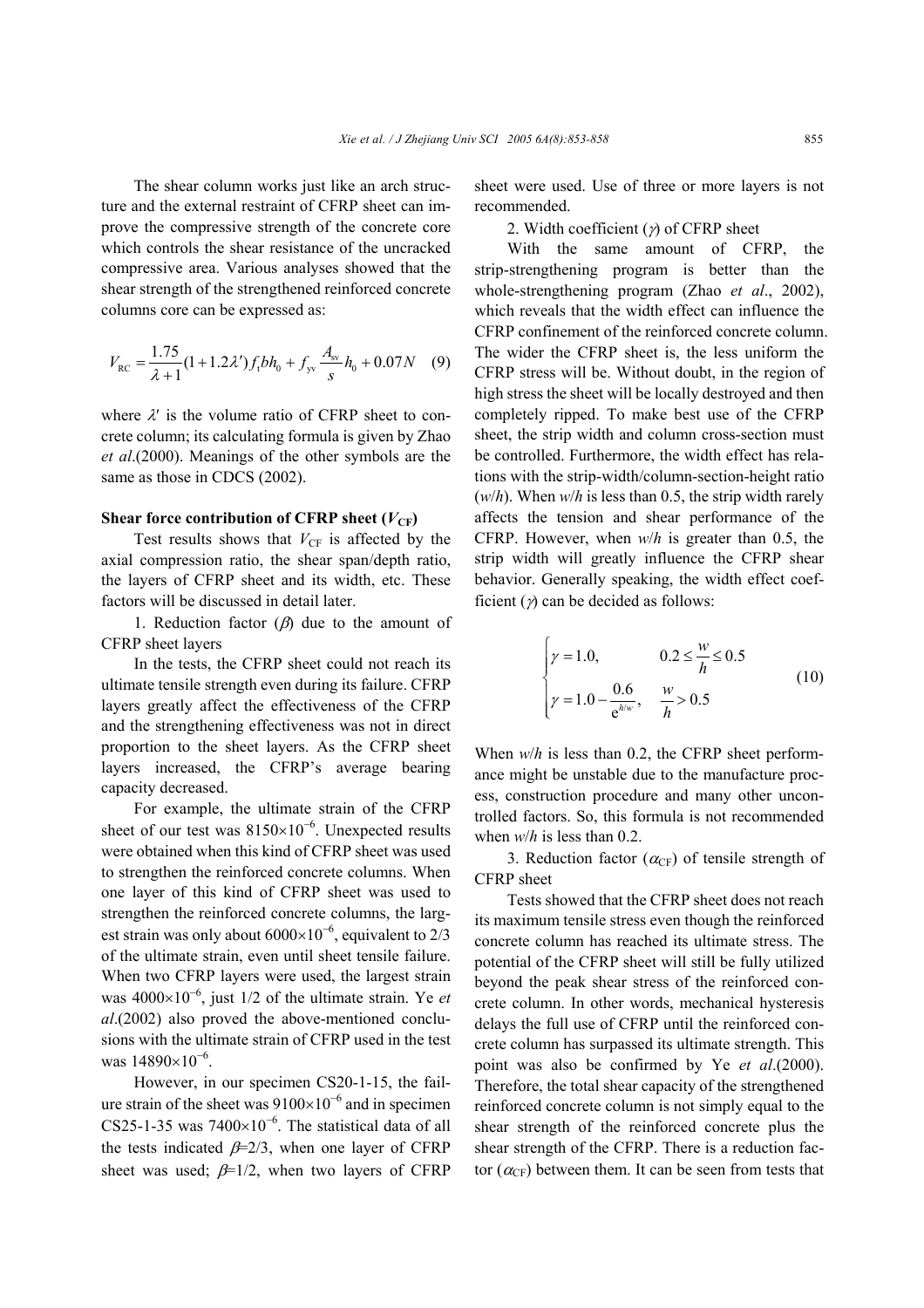The shear column works just like an arch structure and the external restraint of CFRP sheet can improve the compressive strength of the concrete core which controls the shear resistance of the uncracked compressive area. Various analyses showed that the shear strength of the strengthened reinforced concrete columns core can be expressed as:

$$V_{\mathrm{RC}} = \frac{1.75}{\lambda+1}(1+1.2\lambda')f_{\mathrm{t}}bh_0 + f_{\mathrm{yv}}\frac{A_{\mathrm{sv}}}{s}h_0 + 0.07N \quad (9)$$

where $\lambda'$ is the volume ratio of CFRP sheet to concrete column; its calculating formula is given by Zhao *et al*.(2000). Meanings of the other symbols are the same as those in CDCS (2002).

### Shear force contribution of CFRP sheet ($V_{\mathrm{CF}}$)

Test results shows that $V_{\mathrm{CF}}$ is affected by the axial compression ratio, the shear span/depth ratio, the layers of CFRP sheet and its width, etc. These factors will be discussed in detail later.

1. Reduction factor ($\beta$) due to the amount of CFRP sheet layers

In the tests, the CFRP sheet could not reach its ultimate tensile strength even during its failure. CFRP layers greatly affect the effectiveness of the CFRP and the strengthening effectiveness was not in direct proportion to the sheet layers. As the CFRP sheet layers increased, the CFRP's average bearing capacity decreased.

For example, the ultimate strain of the CFRP sheet of our test was $8150\times10^{-6}$. Unexpected results were obtained when this kind of CFRP sheet was used to strengthen the reinforced concrete columns. When one layer of this kind of CFRP sheet was used to strengthen the reinforced concrete columns, the largest strain was only about $6000\times10^{-6}$, equivalent to 2/3 of the ultimate strain, even until sheet tensile failure. When two CFRP layers were used, the largest strain was $4000\times10^{-6}$, just 1/2 of the ultimate strain. Ye *et al*.(2002) also proved the above-mentioned conclusions with the ultimate strain of CFRP used in the test was $14890\times10^{-6}$.

However, in our specimen CS20-1-15, the failure strain of the sheet was $9100\times10^{-6}$ and in specimen CS25-1-35 was $7400\times10^{-6}$. The statistical data of all the tests indicated $\beta$=2/3, when one layer of CFRP sheet was used; $\beta$=1/2, when two layers of CFRP sheet were used. Use of three or more layers is not recommended.

2. Width coefficient ($\gamma$) of CFRP sheet

With the same amount of CFRP, the strip-strengthening program is better than the whole-strengthening program (Zhao *et al*., 2002), which reveals that the width effect can influence the CFRP confinement of the reinforced concrete column. The wider the CFRP sheet is, the less uniform the CFRP stress will be. Without doubt, in the region of high stress the sheet will be locally destroyed and then completely ripped. To make best use of the CFRP sheet, the strip width and column cross-section must be controlled. Furthermore, the width effect has relations with the strip-width/column-section-height ratio ($w/h$). When $w/h$ is less than 0.5, the strip width rarely affects the tension and shear performance of the CFRP. However, when $w/h$ is greater than 0.5, the strip width will greatly influence the CFRP shear behavior. Generally speaking, the width effect coefficient ($\gamma$) can be decided as follows:

$$\begin{cases} \gamma = 1.0, & 0.2 \le \dfrac{w}{h} \le 0.5 \\ \gamma = 1.0 - \dfrac{0.6}{\mathrm{e}^{h/w}}, & \dfrac{w}{h} > 0.5 \end{cases} \quad (10)$$

When $w/h$ is less than 0.2, the CFRP sheet performance might be unstable due to the manufacture process, construction procedure and many other uncontrolled factors. So, this formula is not recommended when $w/h$ is less than 0.2.

3. Reduction factor ($\alpha_{\mathrm{CF}}$) of tensile strength of CFRP sheet

Tests showed that the CFRP sheet does not reach its maximum tensile stress even though the reinforced concrete column has reached its ultimate stress. The potential of the CFRP sheet will still be fully utilized beyond the peak shear stress of the reinforced concrete column. In other words, mechanical hysteresis delays the full use of CFRP until the reinforced concrete column has surpassed its ultimate strength. This point was also be confirmed by Ye *et al*.(2000). Therefore, the total shear capacity of the strengthened reinforced concrete column is not simply equal to the shear strength of the reinforced concrete plus the shear strength of the CFRP. There is a reduction factor ($\alpha_{\mathrm{CF}}$) between them. It can be seen from tests that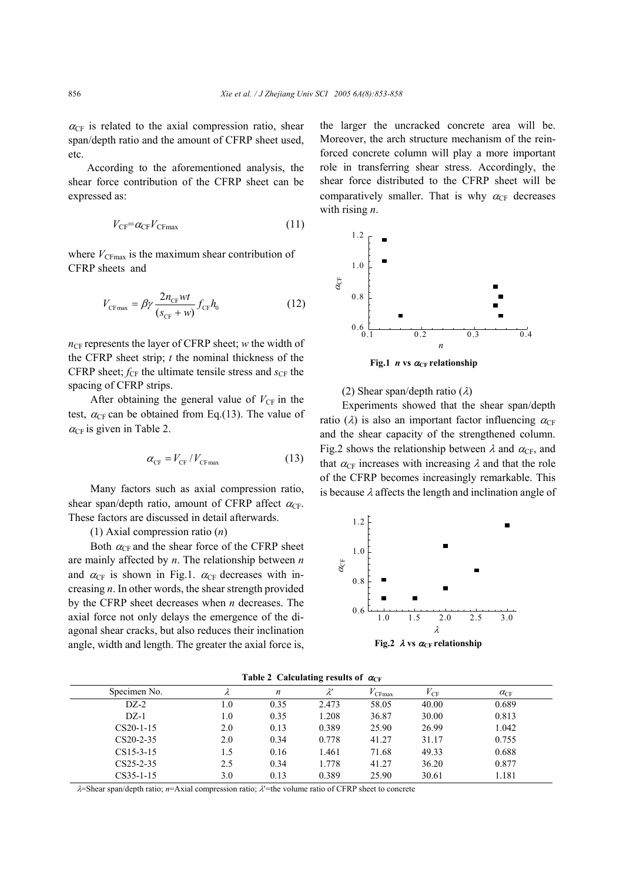$\alpha_{CF}$ is related to the axial compression ratio, shear span/depth ratio and the amount of CFRP sheet used, etc.

According to the aforementioned analysis, the shear force contribution of the CFRP sheet can be expressed as:

$$V_{CF}=\alpha_{CF}V_{CF\max} \tag{11}$$

where $V_{CF\max}$ is the maximum shear contribution of CFRP sheets and

$$V_{CF\max}=\beta\gamma\frac{2n_{CF}wt}{(s_{CF}+w)}f_{CF}h_0 \tag{12}$$

$n_{CF}$ represents the layer of CFRP sheet; $w$ the width of the CFRP sheet strip; $t$ the nominal thickness of the CFRP sheet; $f_{CF}$ the ultimate tensile stress and $s_{CF}$ the spacing of CFRP strips.

After obtaining the general value of $V_{CF}$ in the test, $\alpha_{CF}$ can be obtained from Eq.(13). The value of $\alpha_{CF}$ is given in Table 2.

$$\alpha_{CF}=V_{CF}/V_{CF\max} \tag{13}$$

Many factors such as axial compression ratio, shear span/depth ratio, amount of CFRP affect $\alpha_{CF}$. These factors are discussed in detail afterwards.

(1) Axial compression ratio ($n$)

Both $\alpha_{CF}$ and the shear force of the CFRP sheet are mainly affected by $n$. The relationship between $n$ and $\alpha_{CF}$ is shown in Fig.1. $\alpha_{CF}$ decreases with increasing $n$. In other words, the shear strength provided by the CFRP sheet decreases when $n$ decreases. The axial force not only delays the emergence of the diagonal shear cracks, but also reduces their inclination angle, width and length. The greater the axial force is, the larger the uncracked concrete area will be. Moreover, the arch structure mechanism of the reinforced concrete column will play a more important role in transferring shear stress. Accordingly, the shear force distributed to the CFRP sheet will be comparatively smaller. That is why $\alpha_{CF}$ decreases with rising $n$.

**Fig.1 $n$ vs $\alpha_{CF}$ relationship**

(2) Shear span/depth ratio ($\lambda$)

Experiments showed that the shear span/depth ratio ($\lambda$) is also an important factor influencing $\alpha_{CF}$ and the shear capacity of the strengthened column. Fig.2 shows the relationship between $\lambda$ and $\alpha_{CF}$, and that $\alpha_{CF}$ increases with increasing $\lambda$ and that the role of the CFRP becomes increasingly remarkable. This is because $\lambda$ affects the length and inclination angle of

**Fig.2 $\lambda$ vs $\alpha_{CF}$ relationship**

**Table 2 Calculating results of $\alpha_{CF}$**

| Specimen No. | $\lambda$ | $n$ | $\lambda'$ | $V_{CF\max}$ | $V_{CF}$ | $\alpha_{CF}$ |
|---|---|---|---|---|---|---|
| DZ-2 | 1.0 | 0.35 | 2.473 | 58.05 | 40.00 | 0.689 |
| DZ-1 | 1.0 | 0.35 | 1.208 | 36.87 | 30.00 | 0.813 |
| CS20-1-15 | 2.0 | 0.13 | 0.389 | 25.90 | 26.99 | 1.042 |
| CS20-2-35 | 2.0 | 0.34 | 0.778 | 41.27 | 31.17 | 0.755 |
| CS15-3-15 | 1.5 | 0.16 | 1.461 | 71.68 | 49.33 | 0.688 |
| CS25-2-35 | 2.5 | 0.34 | 1.778 | 41.27 | 36.20 | 0.877 |
| CS35-1-15 | 3.0 | 0.13 | 0.389 | 25.90 | 30.61 | 1.181 |

$\lambda$=Shear span/depth ratio; $n$=Axial compression ratio; $\lambda'$=the volume ratio of CFRP sheet to concrete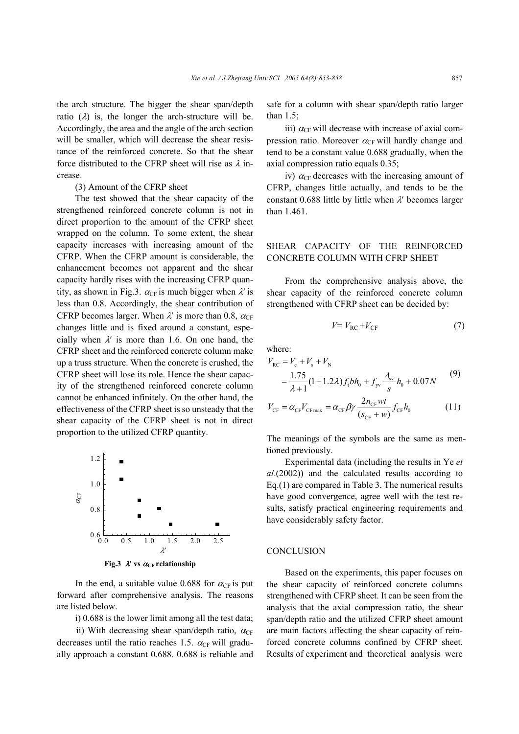the arch structure. The bigger the shear span/depth ratio ($\lambda$) is, the longer the arch-structure will be. Accordingly, the area and the angle of the arch section will be smaller, which will decrease the shear resistance of the reinforced concrete. So that the shear force distributed to the CFRP sheet will rise as $\lambda$ increase.

(3) Amount of the CFRP sheet

The test showed that the shear capacity of the strengthened reinforced concrete column is not in direct proportion to the amount of the CFRP sheet wrapped on the column. To some extent, the shear capacity increases with increasing amount of the CFRP. When the CFRP amount is considerable, the enhancement becomes not apparent and the shear capacity hardly rises with the increasing CFRP quantity, as shown in Fig.3. $\alpha_{CF}$ is much bigger when $\lambda'$ is less than 0.8. Accordingly, the shear contribution of CFRP becomes larger. When $\lambda'$ is more than 0.8, $\alpha_{CF}$ changes little and is fixed around a constant, especially when $\lambda'$ is more than 1.6. On one hand, the CFRP sheet and the reinforced concrete column make up a truss structure. When the concrete is crushed, the CFRP sheet will lose its role. Hence the shear capacity of the strengthened reinforced concrete column cannot be enhanced infinitely. On the other hand, the effectiveness of the CFRP sheet is so unsteady that the shear capacity of the CFRP sheet is not in direct proportion to the utilized CFRP quantity.

**Fig.3 $\lambda'$ vs $\alpha_{CF}$ relationship**

In the end, a suitable value 0.688 for $\alpha_{CF}$ is put forward after comprehensive analysis. The reasons are listed below.

i) 0.688 is the lower limit among all the test data;

ii) With decreasing shear span/depth ratio, $\alpha_{CF}$ decreases until the ratio reaches 1.5. $\alpha_{CF}$ will gradually approach a constant 0.688. 0.688 is reliable and safe for a column with shear span/depth ratio larger than 1.5;

iii) $\alpha_{CF}$ will decrease with increase of axial compression ratio. Moreover $\alpha_{CF}$ will hardly change and tend to be a constant value 0.688 gradually, when the axial compression ratio equals 0.35;

iv) $\alpha_{CF}$ decreases with the increasing amount of CFRP, changes little actually, and tends to be the constant 0.688 little by little when $\lambda'$ becomes larger than 1.461.

## SHEAR CAPACITY OF THE REINFORCED CONCRETE COLUMN WITH CFRP SHEET

From the comprehensive analysis above, the shear capacity of the reinforced concrete column strengthened with CFRP sheet can be decided by:

$$V = V_{RC} + V_{CF} \tag{7}$$

where:

$$V_{RC} = V_c + V_s + V_N = \frac{1.75}{\lambda+1}(1+1.2\lambda) f_t b h_0 + f_{yv}\frac{A_{sv}}{s}h_0 + 0.07N \tag{9}$$

$$V_{CF} = \alpha_{CF} V_{CF\max} = \alpha_{CF}\beta\gamma \frac{2n_{CF}wt}{(s_{CF}+w)} f_{CF} h_0 \tag{11}$$

The meanings of the symbols are the same as mentioned previously.

Experimental data (including the results in Ye *et al*.(2002)) and the calculated results according to Eq.(1) are compared in Table 3. The numerical results have good convergence, agree well with the test results, satisfy practical engineering requirements and have considerably safety factor.

## CONCLUSION

Based on the experiments, this paper focuses on the shear capacity of reinforced concrete columns strengthened with CFRP sheet. It can be seen from the analysis that the axial compression ratio, the shear span/depth ratio and the utilized CFRP sheet amount are main factors affecting the shear capacity of reinforced concrete columns confined by CFRP sheet. Results of experiment and theoretical analysis were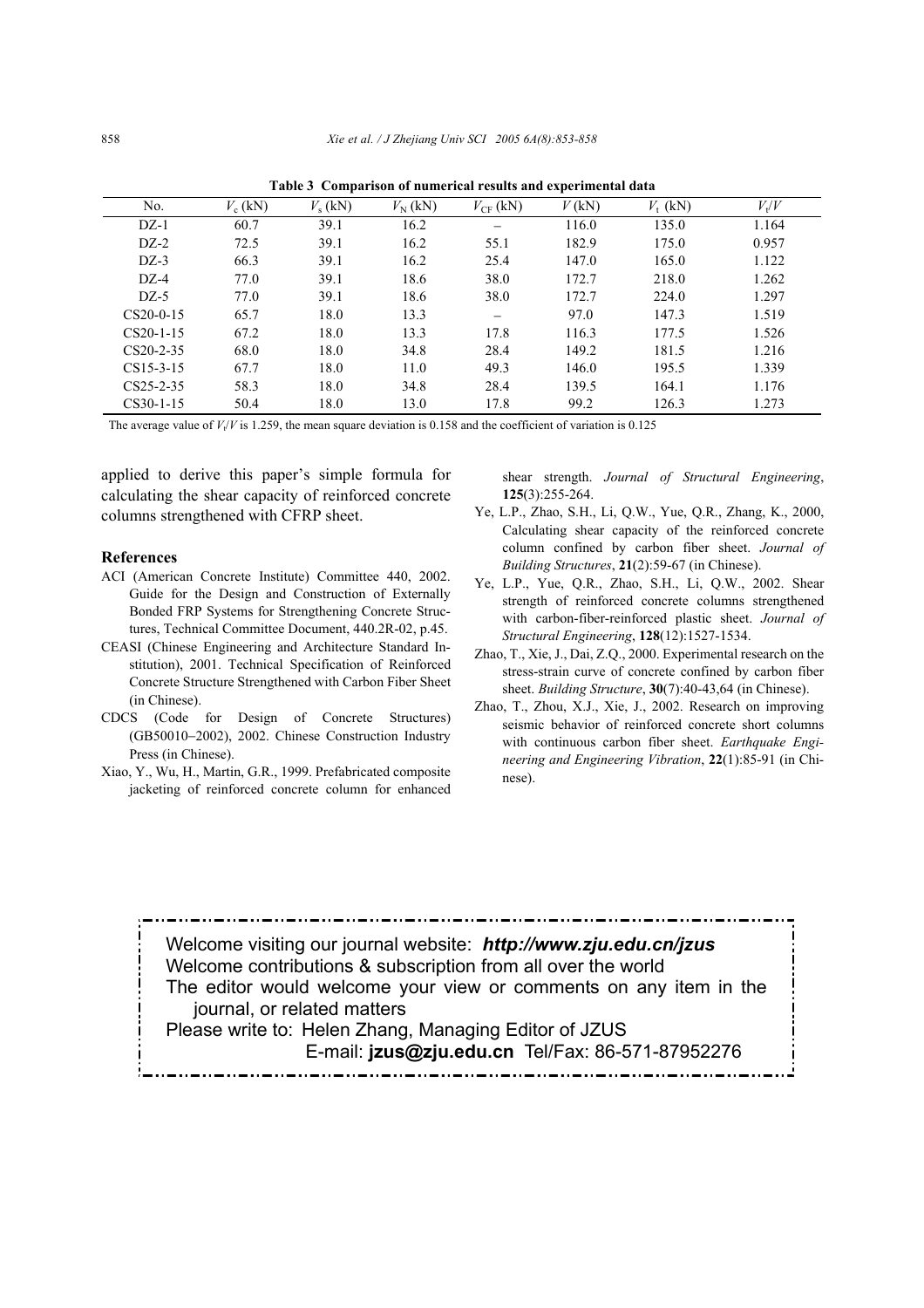**Table 3 Comparison of numerical results and experimental data**

| No. | $V_c$ (kN) | $V_s$ (kN) | $V_N$ (kN) | $V_{CF}$ (kN) | $V$ (kN) | $V_t$ (kN) | $V_t/V$ |
|---|---|---|---|---|---|---|---|
| DZ-1 | 60.7 | 39.1 | 16.2 | – | 116.0 | 135.0 | 1.164 |
| DZ-2 | 72.5 | 39.1 | 16.2 | 55.1 | 182.9 | 175.0 | 0.957 |
| DZ-3 | 66.3 | 39.1 | 16.2 | 25.4 | 147.0 | 165.0 | 1.122 |
| DZ-4 | 77.0 | 39.1 | 18.6 | 38.0 | 172.7 | 218.0 | 1.262 |
| DZ-5 | 77.0 | 39.1 | 18.6 | 38.0 | 172.7 | 224.0 | 1.297 |
| CS20-0-15 | 65.7 | 18.0 | 13.3 | – | 97.0 | 147.3 | 1.519 |
| CS20-1-15 | 67.2 | 18.0 | 13.3 | 17.8 | 116.3 | 177.5 | 1.526 |
| CS20-2-35 | 68.0 | 18.0 | 34.8 | 28.4 | 149.2 | 181.5 | 1.216 |
| CS15-3-15 | 67.7 | 18.0 | 11.0 | 49.3 | 146.0 | 195.5 | 1.339 |
| CS25-2-35 | 58.3 | 18.0 | 34.8 | 28.4 | 139.5 | 164.1 | 1.176 |
| CS30-1-15 | 50.4 | 18.0 | 13.0 | 17.8 | 99.2 | 126.3 | 1.273 |

The average value of $V_t/V$ is 1.259, the mean square deviation is 0.158 and the coefficient of variation is 0.125

applied to derive this paper's simple formula for calculating the shear capacity of reinforced concrete columns strengthened with CFRP sheet.

## References

- ACI (American Concrete Institute) Committee 440, 2002. Guide for the Design and Construction of Externally Bonded FRP Systems for Strengthening Concrete Structures, Technical Committee Document, 440.2R-02, p.45.
- CEASI (Chinese Engineering and Architecture Standard Institution), 2001. Technical Specification of Reinforced Concrete Structure Strengthened with Carbon Fiber Sheet (in Chinese).
- CDCS (Code for Design of Concrete Structures) (GB50010−2002), 2002. Chinese Construction Industry Press (in Chinese).
- Xiao, Y., Wu, H., Martin, G.R., 1999. Prefabricated composite jacketing of reinforced concrete column for enhanced shear strength. *Journal of Structural Engineering*, **125**(3):255-264.
- Ye, L.P., Zhao, S.H., Li, Q.W., Yue, Q.R., Zhang, K., 2000, Calculating shear capacity of the reinforced concrete column confined by carbon fiber sheet. *Journal of Building Structures*, **21**(2):59-67 (in Chinese).
- Ye, L.P., Yue, Q.R., Zhao, S.H., Li, Q.W., 2002. Shear strength of reinforced concrete columns strengthened with carbon-fiber-reinforced plastic sheet. *Journal of Structural Engineering*, **128**(12):1527-1534.
- Zhao, T., Xie, J., Dai, Z.Q., 2000. Experimental research on the stress-strain curve of concrete confined by carbon fiber sheet. *Building Structure*, **30**(7):40-43,64 (in Chinese).
- Zhao, T., Zhou, X.J., Xie, J., 2002. Research on improving seismic behavior of reinforced concrete short columns with continuous carbon fiber sheet. *Earthquake Engineering and Engineering Vibration*, **22**(1):85-91 (in Chinese).

Welcome visiting our journal website: ***http://www.zju.edu.cn/jzus***
Welcome contributions & subscription from all over the world
The editor would welcome your view or comments on any item in the journal, or related matters
Please write to: Helen Zhang, Managing Editor of JZUS
E-mail: **jzus@zju.edu.cn** Tel/Fax: 86-571-87952276